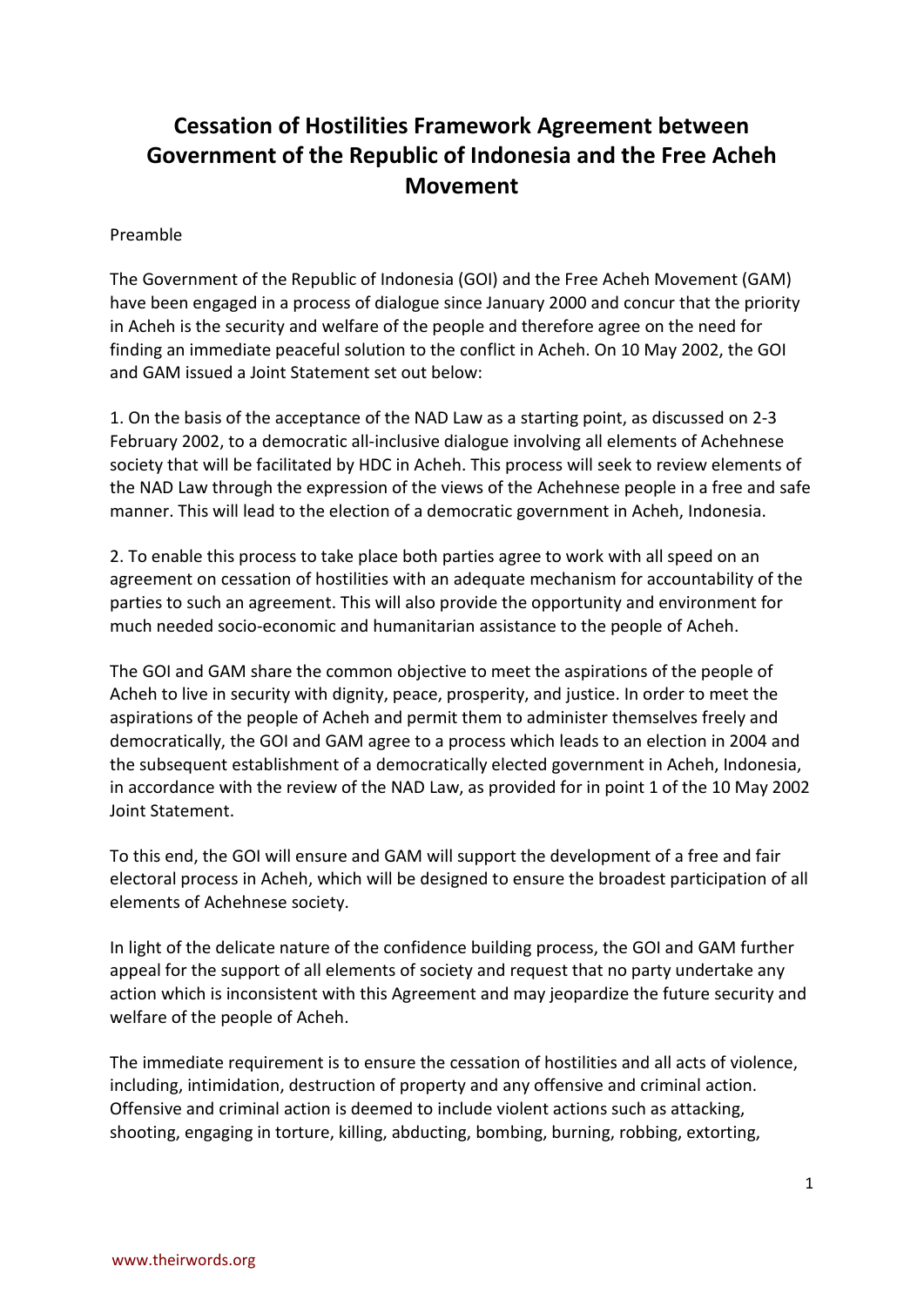# Cessation of Hostilities Framework Agreement between Government of the Republic of Indonesia and the Free Acheh Movement

Preamble

The Government of the Republic of Indonesia (GOI) and the Free Acheh Movement (GAM) have been engaged in a process of dialogue since January 2000 and concur that the priority in Acheh is the security and welfare of the people and therefore agree on the need for finding an immediate peaceful solution to the conflict in Acheh. On 10 May 2002, the GOI and GAM issued a Joint Statement set out below:

1. On the basis of the acceptance of the NAD Law as a starting point, as discussed on 2-3 February 2002, to a democratic all-inclusive dialogue involving all elements of Achehnese society that will be facilitated by HDC in Acheh. This process will seek to review elements of the NAD Law through the expression of the views of the Achehnese people in a free and safe manner. This will lead to the election of a democratic government in Acheh, Indonesia.

2. To enable this process to take place both parties agree to work with all speed on an agreement on cessation of hostilities with an adequate mechanism for accountability of the parties to such an agreement. This will also provide the opportunity and environment for much needed socio-economic and humanitarian assistance to the people of Acheh.

The GOI and GAM share the common objective to meet the aspirations of the people of Acheh to live in security with dignity, peace, prosperity, and justice. In order to meet the aspirations of the people of Acheh and permit them to administer themselves freely and democratically, the GOI and GAM agree to a process which leads to an election in 2004 and the subsequent establishment of a democratically elected government in Acheh, Indonesia, in accordance with the review of the NAD Law, as provided for in point 1 of the 10 May 2002 Joint Statement.

To this end, the GOI will ensure and GAM will support the development of a free and fair electoral process in Acheh, which will be designed to ensure the broadest participation of all elements of Achehnese society.

In light of the delicate nature of the confidence building process, the GOI and GAM further appeal for the support of all elements of society and request that no party undertake any action which is inconsistent with this Agreement and may jeopardize the future security and welfare of the people of Acheh.

The immediate requirement is to ensure the cessation of hostilities and all acts of violence, including, intimidation, destruction of property and any offensive and criminal action. Offensive and criminal action is deemed to include violent actions such as attacking, shooting, engaging in torture, killing, abducting, bombing, burning, robbing, extorting,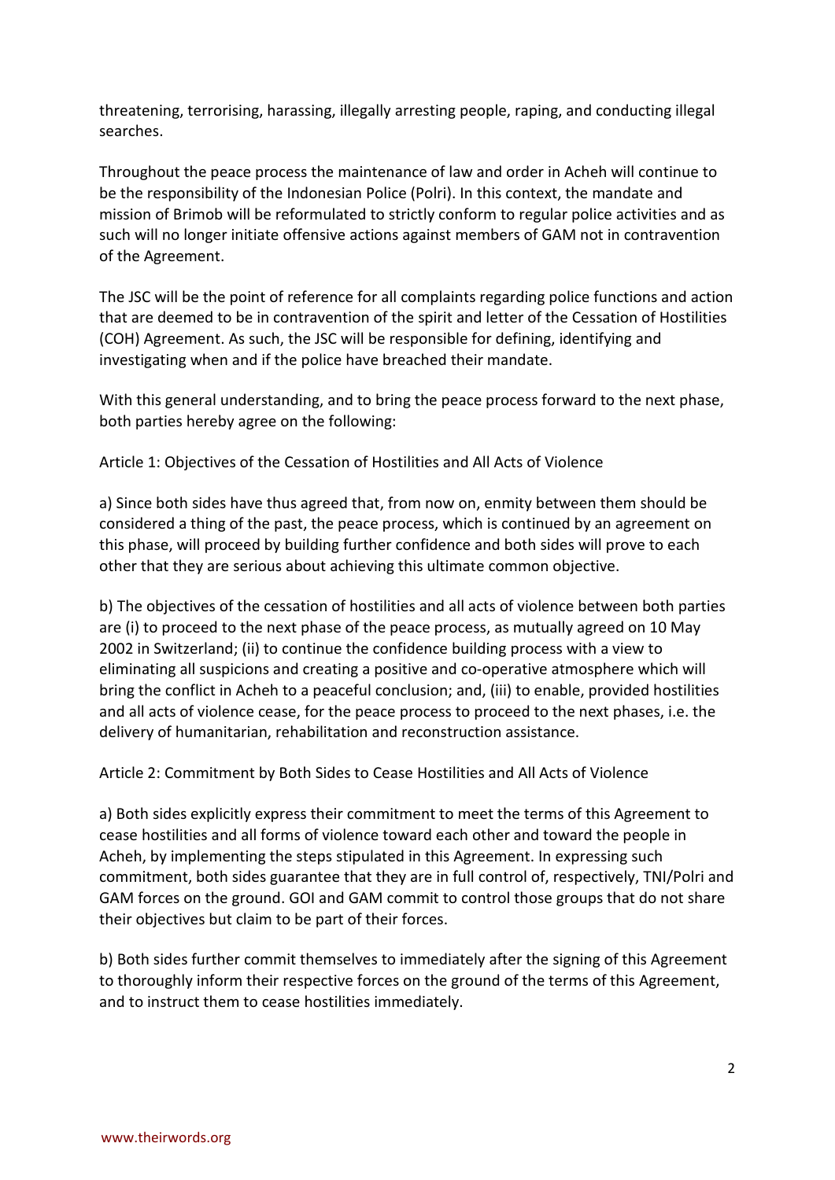threatening, terrorising, harassing, illegally arresting people, raping, and conducting illegal searches.

Throughout the peace process the maintenance of law and order in Acheh will continue to be the responsibility of the Indonesian Police (Polri). In this context, the mandate and mission of Brimob will be reformulated to strictly conform to regular police activities and as such will no longer initiate offensive actions against members of GAM not in contravention of the Agreement.

The JSC will be the point of reference for all complaints regarding police functions and action that are deemed to be in contravention of the spirit and letter of the Cessation of Hostilities (COH) Agreement. As such, the JSC will be responsible for defining, identifying and investigating when and if the police have breached their mandate.

With this general understanding, and to bring the peace process forward to the next phase, both parties hereby agree on the following:

Article 1: Objectives of the Cessation of Hostilities and All Acts of Violence

a) Since both sides have thus agreed that, from now on, enmity between them should be considered a thing of the past, the peace process, which is continued by an agreement on this phase, will proceed by building further confidence and both sides will prove to each other that they are serious about achieving this ultimate common objective.

b) The objectives of the cessation of hostilities and all acts of violence between both parties are (i) to proceed to the next phase of the peace process, as mutually agreed on 10 May 2002 in Switzerland; (ii) to continue the confidence building process with a view to eliminating all suspicions and creating a positive and co-operative atmosphere which will bring the conflict in Acheh to a peaceful conclusion; and, (iii) to enable, provided hostilities and all acts of violence cease, for the peace process to proceed to the next phases, i.e. the delivery of humanitarian, rehabilitation and reconstruction assistance.

Article 2: Commitment by Both Sides to Cease Hostilities and All Acts of Violence

a) Both sides explicitly express their commitment to meet the terms of this Agreement to cease hostilities and all forms of violence toward each other and toward the people in Acheh, by implementing the steps stipulated in this Agreement. In expressing such commitment, both sides guarantee that they are in full control of, respectively, TNI/Polri and GAM forces on the ground. GOI and GAM commit to control those groups that do not share their objectives but claim to be part of their forces.

b) Both sides further commit themselves to immediately after the signing of this Agreement to thoroughly inform their respective forces on the ground of the terms of this Agreement, and to instruct them to cease hostilities immediately.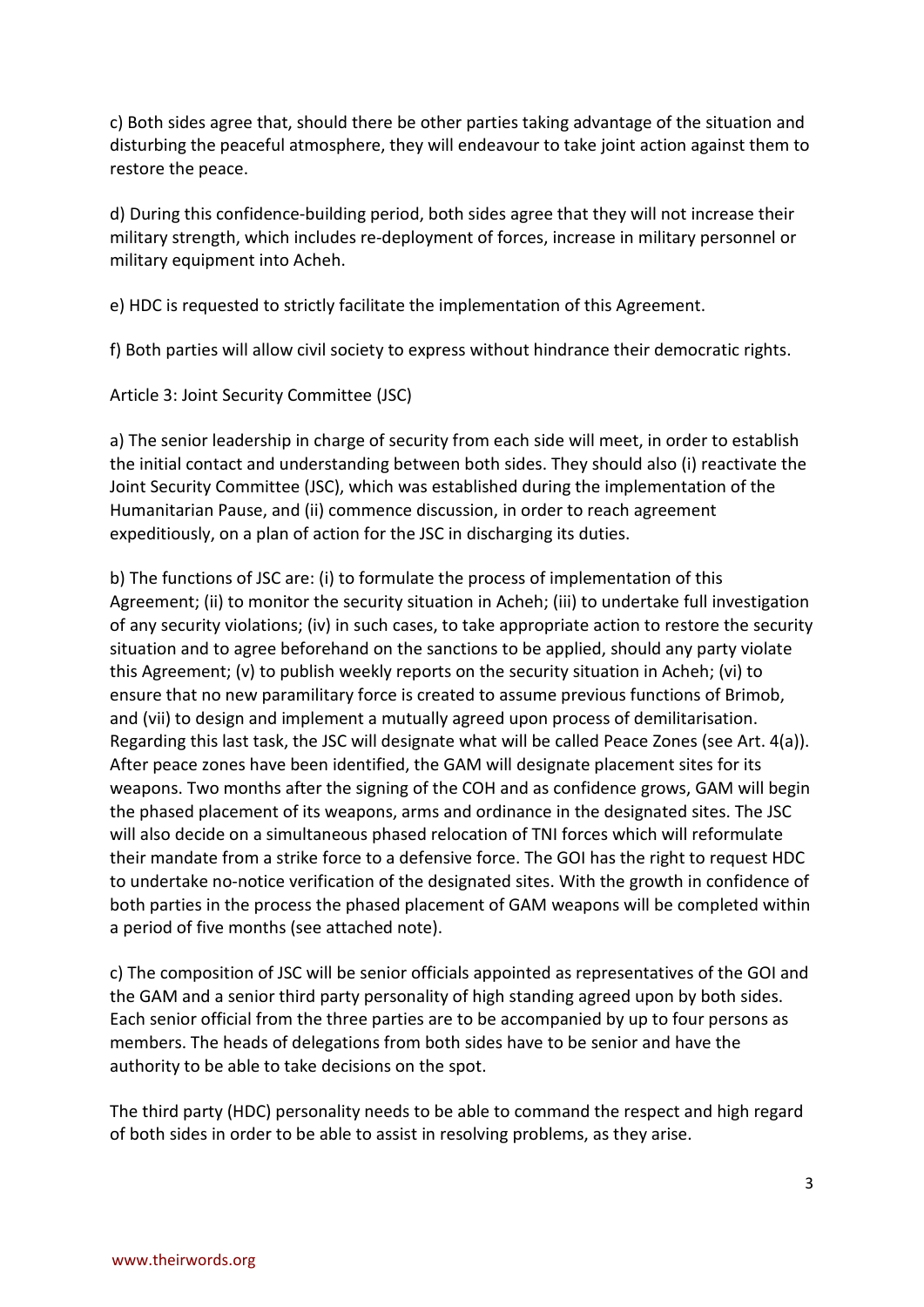c) Both sides agree that, should there be other parties taking advantage of the situation and disturbing the peaceful atmosphere, they will endeavour to take joint action against them to restore the peace.

d) During this confidence-building period, both sides agree that they will not increase their military strength, which includes re-deployment of forces, increase in military personnel or military equipment into Acheh.

e) HDC is requested to strictly facilitate the implementation of this Agreement.

f) Both parties will allow civil society to express without hindrance their democratic rights.

Article 3: Joint Security Committee (JSC)

a) The senior leadership in charge of security from each side will meet, in order to establish the initial contact and understanding between both sides. They should also (i) reactivate the Joint Security Committee (JSC), which was established during the implementation of the Humanitarian Pause, and (ii) commence discussion, in order to reach agreement expeditiously, on a plan of action for the JSC in discharging its duties.

b) The functions of JSC are: (i) to formulate the process of implementation of this Agreement; (ii) to monitor the security situation in Acheh; (iii) to undertake full investigation of any security violations; (iv) in such cases, to take appropriate action to restore the security situation and to agree beforehand on the sanctions to be applied, should any party violate this Agreement; (v) to publish weekly reports on the security situation in Acheh; (vi) to ensure that no new paramilitary force is created to assume previous functions of Brimob, and (vii) to design and implement a mutually agreed upon process of demilitarisation. Regarding this last task, the JSC will designate what will be called Peace Zones (see Art. 4(a)). After peace zones have been identified, the GAM will designate placement sites for its weapons. Two months after the signing of the COH and as confidence grows, GAM will begin the phased placement of its weapons, arms and ordinance in the designated sites. The JSC will also decide on a simultaneous phased relocation of TNI forces which will reformulate their mandate from a strike force to a defensive force. The GOI has the right to request HDC to undertake no-notice verification of the designated sites. With the growth in confidence of both parties in the process the phased placement of GAM weapons will be completed within a period of five months (see attached note).

c) The composition of JSC will be senior officials appointed as representatives of the GOI and the GAM and a senior third party personality of high standing agreed upon by both sides. Each senior official from the three parties are to be accompanied by up to four persons as members. The heads of delegations from both sides have to be senior and have the authority to be able to take decisions on the spot.

The third party (HDC) personality needs to be able to command the respect and high regard of both sides in order to be able to assist in resolving problems, as they arise.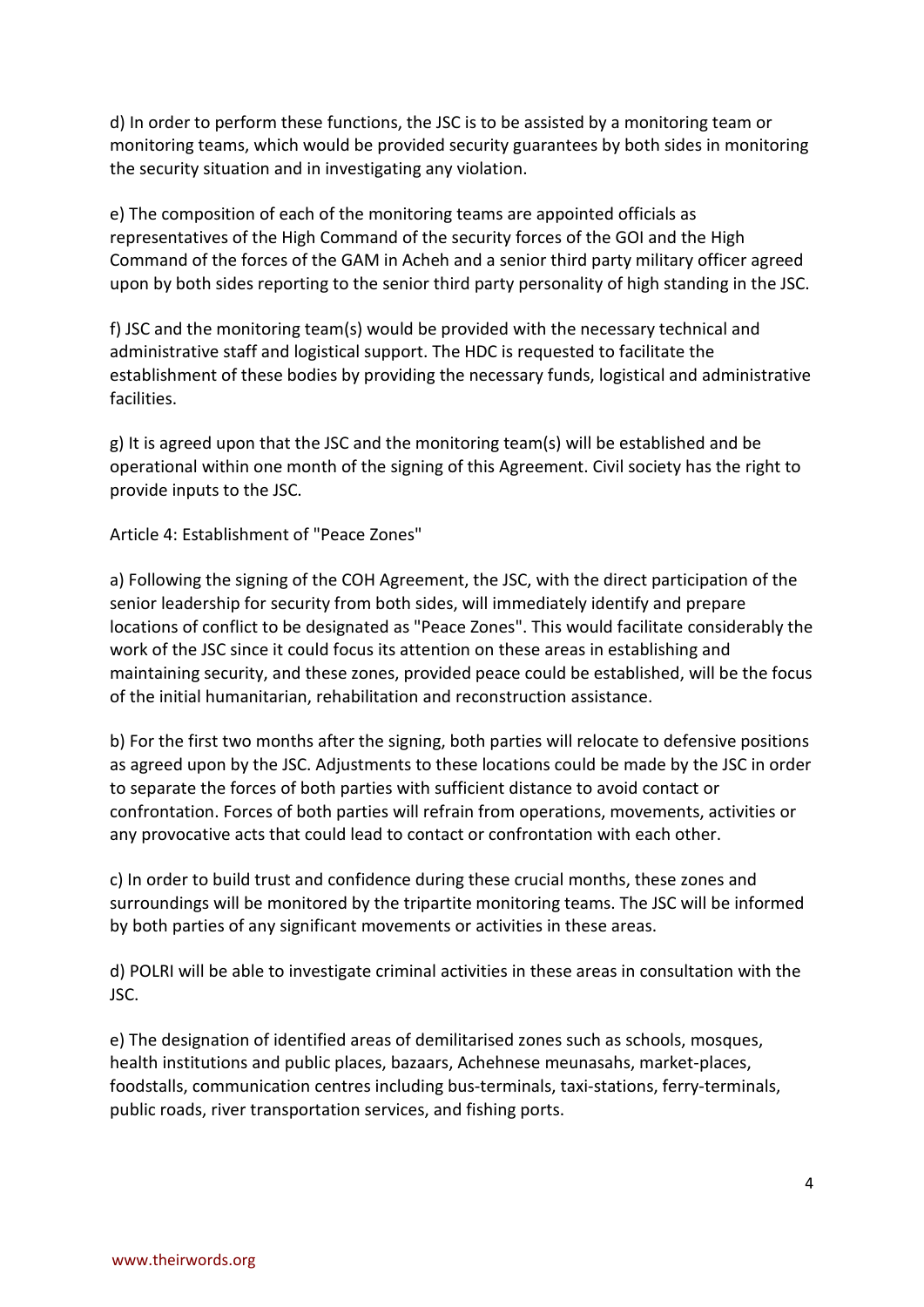d) In order to perform these functions, the JSC is to be assisted by a monitoring team or monitoring teams, which would be provided security guarantees by both sides in monitoring the security situation and in investigating any violation.

e) The composition of each of the monitoring teams are appointed officials as representatives of the High Command of the security forces of the GOI and the High Command of the forces of the GAM in Acheh and a senior third party military officer agreed upon by both sides reporting to the senior third party personality of high standing in the JSC.

f) JSC and the monitoring team(s) would be provided with the necessary technical and administrative staff and logistical support. The HDC is requested to facilitate the establishment of these bodies by providing the necessary funds, logistical and administrative facilities.

g) It is agreed upon that the JSC and the monitoring team(s) will be established and be operational within one month of the signing of this Agreement. Civil society has the right to provide inputs to the JSC.

Article 4: Establishment of "Peace Zones"

a) Following the signing of the COH Agreement, the JSC, with the direct participation of the senior leadership for security from both sides, will immediately identify and prepare locations of conflict to be designated as "Peace Zones". This would facilitate considerably the work of the JSC since it could focus its attention on these areas in establishing and maintaining security, and these zones, provided peace could be established, will be the focus of the initial humanitarian, rehabilitation and reconstruction assistance.

b) For the first two months after the signing, both parties will relocate to defensive positions as agreed upon by the JSC. Adjustments to these locations could be made by the JSC in order to separate the forces of both parties with sufficient distance to avoid contact or confrontation. Forces of both parties will refrain from operations, movements, activities or any provocative acts that could lead to contact or confrontation with each other.

c) In order to build trust and confidence during these crucial months, these zones and surroundings will be monitored by the tripartite monitoring teams. The JSC will be informed by both parties of any significant movements or activities in these areas.

d) POLRI will be able to investigate criminal activities in these areas in consultation with the JSC.

e) The designation of identified areas of demilitarised zones such as schools, mosques, health institutions and public places, bazaars, Achehnese meunasahs, market-places, foodstalls, communication centres including bus-terminals, taxi-stations, ferry-terminals, public roads, river transportation services, and fishing ports.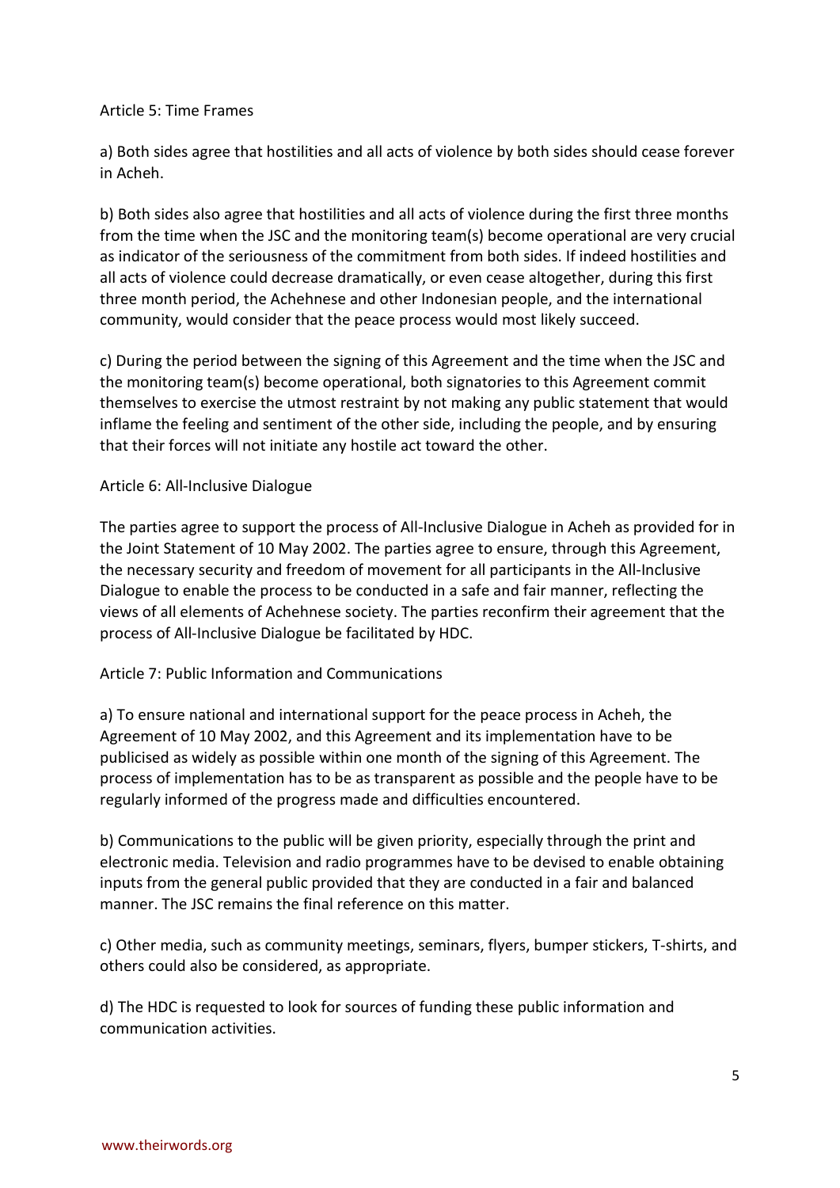Article 5: Time Frames

a) Both sides agree that hostilities and all acts of violence by both sides should cease forever in Acheh.

b) Both sides also agree that hostilities and all acts of violence during the first three months from the time when the JSC and the monitoring team(s) become operational are very crucial as indicator of the seriousness of the commitment from both sides. If indeed hostilities and all acts of violence could decrease dramatically, or even cease altogether, during this first three month period, the Achehnese and other Indonesian people, and the international community, would consider that the peace process would most likely succeed.

c) During the period between the signing of this Agreement and the time when the JSC and the monitoring team(s) become operational, both signatories to this Agreement commit themselves to exercise the utmost restraint by not making any public statement that would inflame the feeling and sentiment of the other side, including the people, and by ensuring that their forces will not initiate any hostile act toward the other.

Article 6: All-Inclusive Dialogue

The parties agree to support the process of All-Inclusive Dialogue in Acheh as provided for in the Joint Statement of 10 May 2002. The parties agree to ensure, through this Agreement, the necessary security and freedom of movement for all participants in the All-Inclusive Dialogue to enable the process to be conducted in a safe and fair manner, reflecting the views of all elements of Achehnese society. The parties reconfirm their agreement that the process of All-Inclusive Dialogue be facilitated by HDC.

Article 7: Public Information and Communications

a) To ensure national and international support for the peace process in Acheh, the Agreement of 10 May 2002, and this Agreement and its implementation have to be publicised as widely as possible within one month of the signing of this Agreement. The process of implementation has to be as transparent as possible and the people have to be regularly informed of the progress made and difficulties encountered.

b) Communications to the public will be given priority, especially through the print and electronic media. Television and radio programmes have to be devised to enable obtaining inputs from the general public provided that they are conducted in a fair and balanced manner. The JSC remains the final reference on this matter.

c) Other media, such as community meetings, seminars, flyers, bumper stickers, T-shirts, and others could also be considered, as appropriate.

d) The HDC is requested to look for sources of funding these public information and communication activities.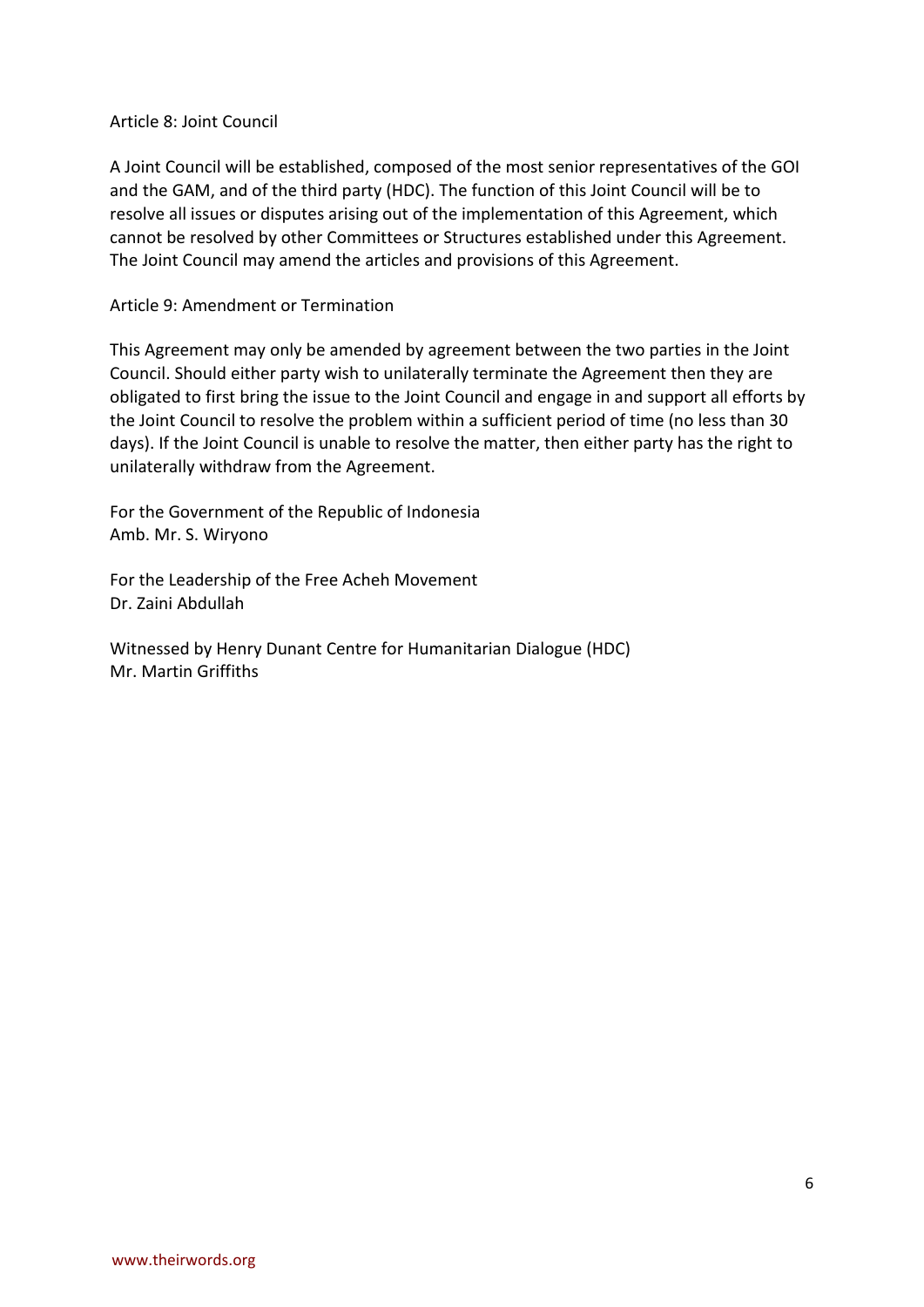Article 8: Joint Council

A Joint Council will be established, composed of the most senior representatives of the GOI and the GAM, and of the third party (HDC). The function of this Joint Council will be to resolve all issues or disputes arising out of the implementation of this Agreement, which cannot be resolved by other Committees or Structures established under this Agreement. The Joint Council may amend the articles and provisions of this Agreement.

Article 9: Amendment or Termination

This Agreement may only be amended by agreement between the two parties in the Joint Council. Should either party wish to unilaterally terminate the Agreement then they are obligated to first bring the issue to the Joint Council and engage in and support all efforts by the Joint Council to resolve the problem within a sufficient period of time (no less than 30 days). If the Joint Council is unable to resolve the matter, then either party has the right to unilaterally withdraw from the Agreement.

For the Government of the Republic of Indonesia
Amb. Mr. S. Wiryono

For the Leadership of the Free Acheh Movement
Dr. Zaini Abdullah

Witnessed by Henry Dunant Centre for Humanitarian Dialogue (HDC)
Mr. Martin Griffiths